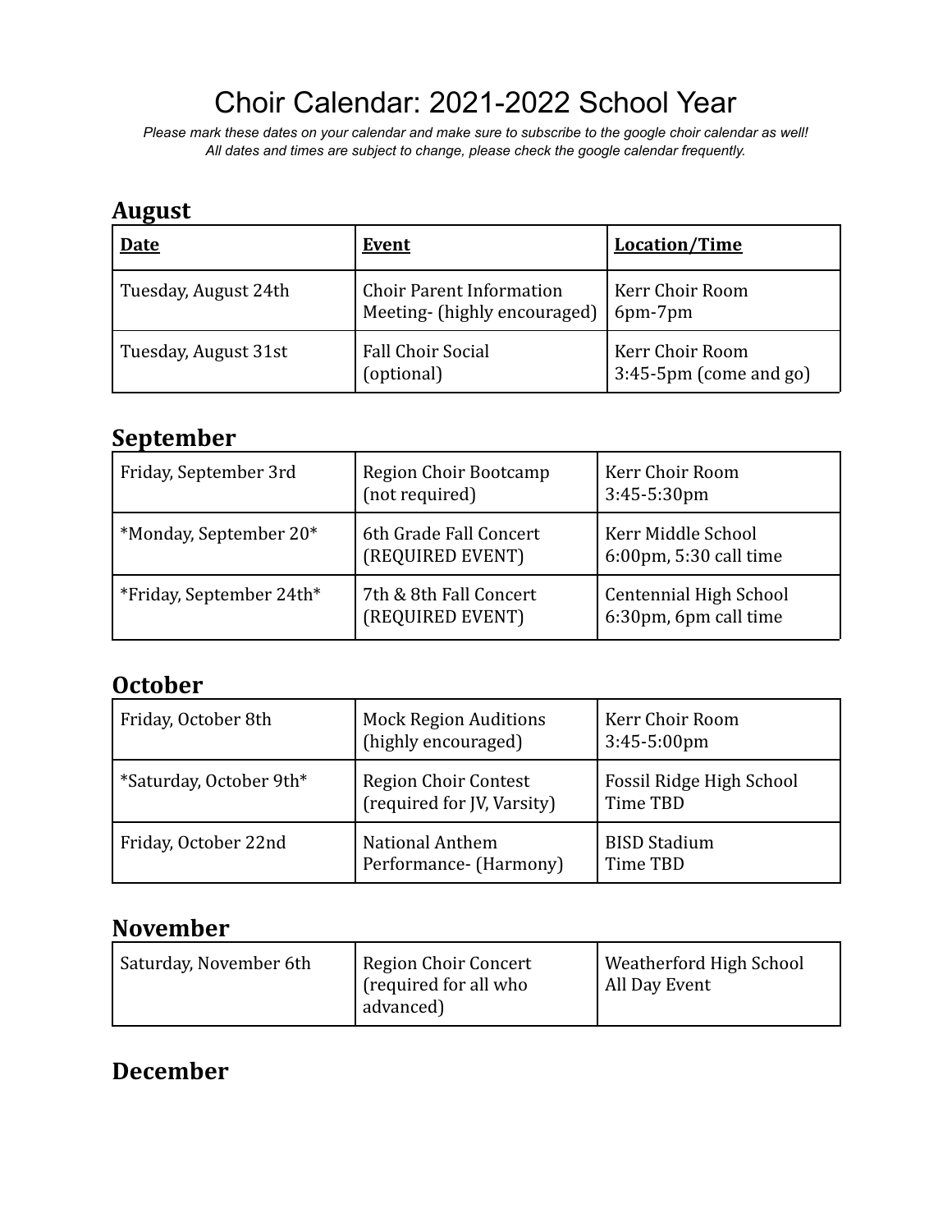# Choir Calendar: 2021-2022 School Year

*Please mark these dates on your calendar and make sure to subscribe to the google choir calendar as well!*
*All dates and times are subject to change, please check the google calendar frequently.*

## August

| Date | Event | Location/Time |
|---|---|---|
| Tuesday, August 24th | Choir Parent Information Meeting- (highly encouraged) | Kerr Choir Room 6pm-7pm |
| Tuesday, August 31st | Fall Choir Social (optional) | Kerr Choir Room 3:45-5pm (come and go) |

## September

| | | |
|---|---|---|
| Friday, September 3rd | Region Choir Bootcamp (not required) | Kerr Choir Room 3:45-5:30pm |
| *Monday, September 20* | 6th Grade Fall Concert (REQUIRED EVENT) | Kerr Middle School 6:00pm, 5:30 call time |
| *Friday, September 24th* | 7th & 8th Fall Concert (REQUIRED EVENT) | Centennial High School 6:30pm, 6pm call time |

## October

| | | |
|---|---|---|
| Friday, October 8th | Mock Region Auditions (highly encouraged) | Kerr Choir Room 3:45-5:00pm |
| *Saturday, October 9th* | Region Choir Contest (required for JV, Varsity) | Fossil Ridge High School Time TBD |
| Friday, October 22nd | National Anthem Performance- (Harmony) | BISD Stadium Time TBD |

## November

| | | |
|---|---|---|
| Saturday, November 6th | Region Choir Concert (required for all who advanced) | Weatherford High School All Day Event |

## December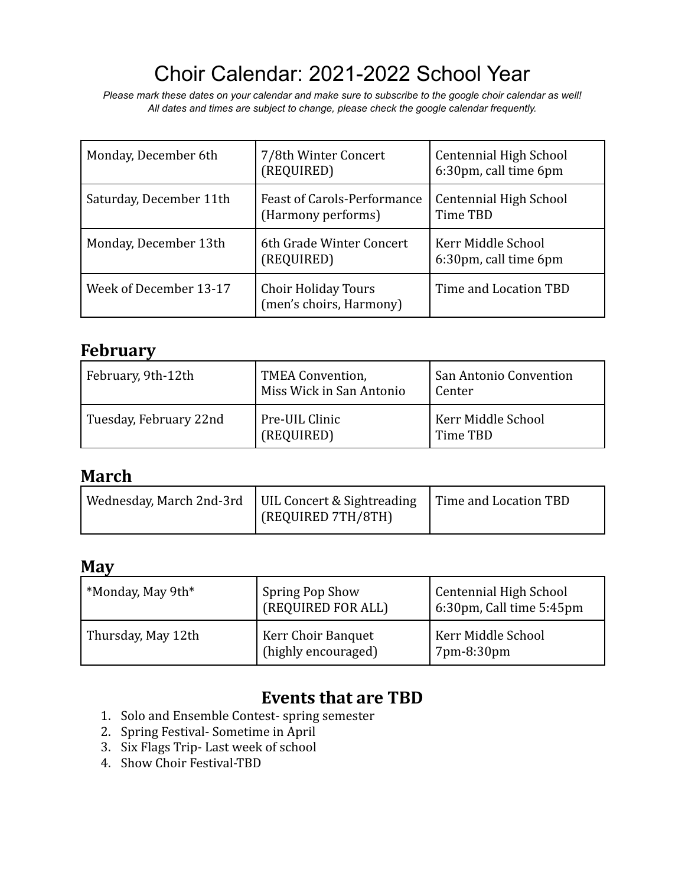# Choir Calendar: 2021-2022 School Year

*Please mark these dates on your calendar and make sure to subscribe to the google choir calendar as well!*
*All dates and times are subject to change, please check the google calendar frequently.*

| | | |
|---|---|---|
| Monday, December 6th | 7/8th Winter Concert (REQUIRED) | Centennial High School 6:30pm, call time 6pm |
| Saturday, December 11th | Feast of Carols-Performance (Harmony performs) | Centennial High School Time TBD |
| Monday, December 13th | 6th Grade Winter Concert (REQUIRED) | Kerr Middle School 6:30pm, call time 6pm |
| Week of December 13-17 | Choir Holiday Tours (men's choirs, Harmony) | Time and Location TBD |

## February

| | | |
|---|---|---|
| February, 9th-12th | TMEA Convention, Miss Wick in San Antonio | San Antonio Convention Center |
| Tuesday, February 22nd | Pre-UIL Clinic (REQUIRED) | Kerr Middle School Time TBD |

## March

| | | |
|---|---|---|
| Wednesday, March 2nd-3rd | UIL Concert & Sightreading (REQUIRED 7TH/8TH) | Time and Location TBD |

## May

| | | |
|---|---|---|
| *Monday, May 9th* | Spring Pop Show (REQUIRED FOR ALL) | Centennial High School 6:30pm, Call time 5:45pm |
| Thursday, May 12th | Kerr Choir Banquet (highly encouraged) | Kerr Middle School 7pm-8:30pm |

## Events that are TBD

1. Solo and Ensemble Contest- spring semester
2. Spring Festival- Sometime in April
3. Six Flags Trip- Last week of school
4. Show Choir Festival-TBD